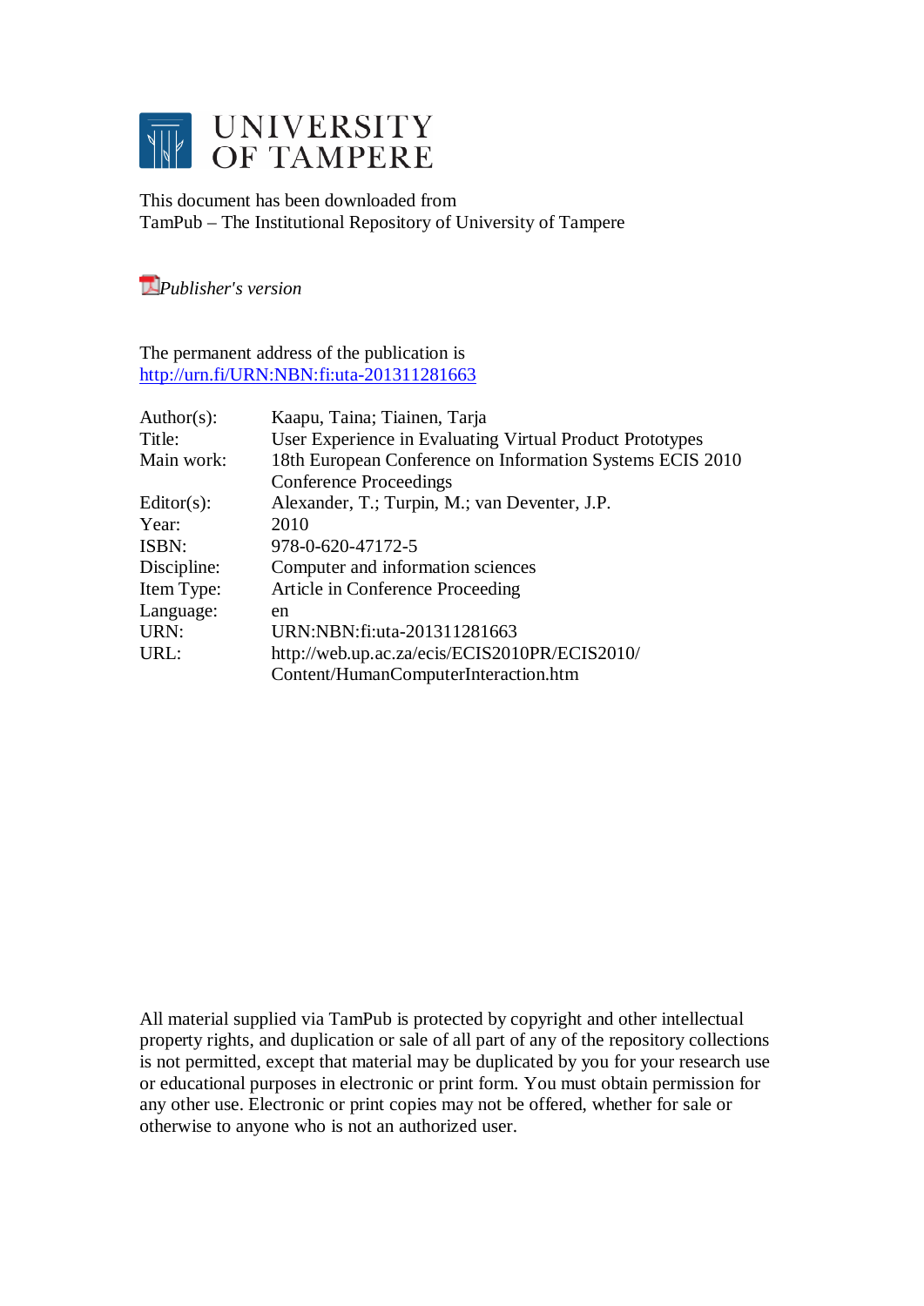# UNIVERSITY OF TAMPERE

This document has been downloaded from
TamPub – The Institutional Repository of University of Tampere

*Publisher's version*

The permanent address of the publication is
http://urn.fi/URN:NBN:fi:uta-201311281663

| | |
|---|---|
| Author(s): | Kaapu, Taina; Tiainen, Tarja |
| Title: | User Experience in Evaluating Virtual Product Prototypes |
| Main work: | 18th European Conference on Information Systems ECIS 2010 Conference Proceedings |
| Editor(s): | Alexander, T.; Turpin, M.; van Deventer, J.P. |
| Year: | 2010 |
| ISBN: | 978-0-620-47172-5 |
| Discipline: | Computer and information sciences |
| Item Type: | Article in Conference Proceeding |
| Language: | en |
| URN: | URN:NBN:fi:uta-201311281663 |
| URL: | http://web.up.ac.za/ecis/ECIS2010PR/ECIS2010/Content/HumanComputerInteraction.htm |

All material supplied via TamPub is protected by copyright and other intellectual property rights, and duplication or sale of all part of any of the repository collections is not permitted, except that material may be duplicated by you for your research use or educational purposes in electronic or print form. You must obtain permission for any other use. Electronic or print copies may not be offered, whether for sale or otherwise to anyone who is not an authorized user.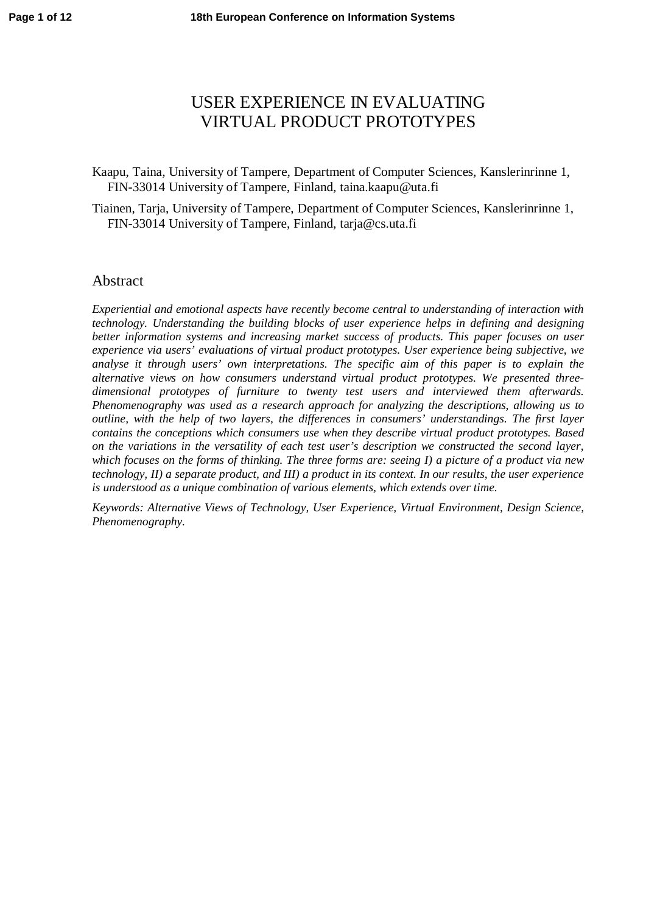# USER EXPERIENCE IN EVALUATING VIRTUAL PRODUCT PROTOTYPES

Kaapu, Taina, University of Tampere, Department of Computer Sciences, Kanslerinrinne 1, FIN-33014 University of Tampere, Finland, taina.kaapu@uta.fi

Tiainen, Tarja, University of Tampere, Department of Computer Sciences, Kanslerinrinne 1, FIN-33014 University of Tampere, Finland, tarja@cs.uta.fi

## Abstract

*Experiential and emotional aspects have recently become central to understanding of interaction with technology. Understanding the building blocks of user experience helps in defining and designing better information systems and increasing market success of products. This paper focuses on user experience via users' evaluations of virtual product prototypes. User experience being subjective, we analyse it through users' own interpretations. The specific aim of this paper is to explain the alternative views on how consumers understand virtual product prototypes. We presented three-dimensional prototypes of furniture to twenty test users and interviewed them afterwards. Phenomenography was used as a research approach for analyzing the descriptions, allowing us to outline, with the help of two layers, the differences in consumers' understandings. The first layer contains the conceptions which consumers use when they describe virtual product prototypes. Based on the variations in the versatility of each test user's description we constructed the second layer, which focuses on the forms of thinking. The three forms are: seeing I) a picture of a product via new technology, II) a separate product, and III) a product in its context. In our results, the user experience is understood as a unique combination of various elements, which extends over time.*

*Keywords: Alternative Views of Technology, User Experience, Virtual Environment, Design Science, Phenomenography.*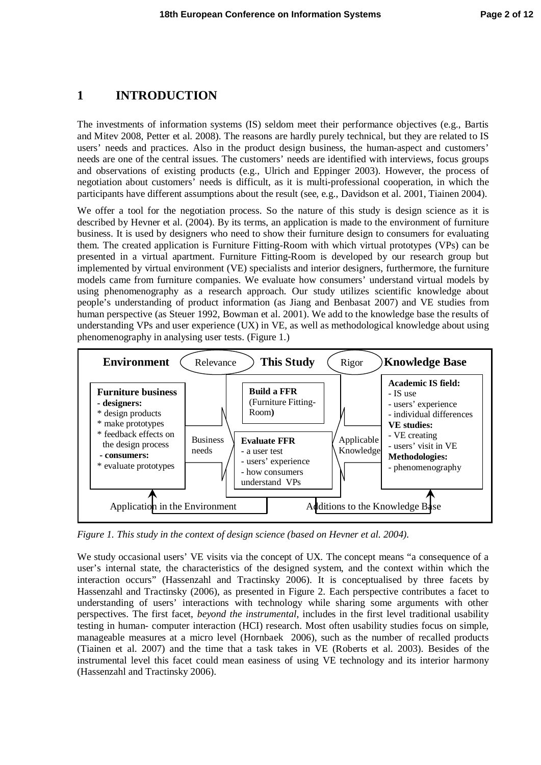# 1 INTRODUCTION

The investments of information systems (IS) seldom meet their performance objectives (e.g., Bartis and Mitev 2008, Petter et al. 2008). The reasons are hardly purely technical, but they are related to IS users' needs and practices. Also in the product design business, the human-aspect and customers' needs are one of the central issues. The customers' needs are identified with interviews, focus groups and observations of existing products (e.g., Ulrich and Eppinger 2003). However, the process of negotiation about customers' needs is difficult, as it is multi-professional cooperation, in which the participants have different assumptions about the result (see, e.g., Davidson et al. 2001, Tiainen 2004).

We offer a tool for the negotiation process. So the nature of this study is design science as it is described by Hevner et al. (2004). By its terms, an application is made to the environment of furniture business. It is used by designers who need to show their furniture design to consumers for evaluating them. The created application is Furniture Fitting-Room with which virtual prototypes (VPs) can be presented in a virtual apartment. Furniture Fitting-Room is developed by our research group but implemented by virtual environment (VE) specialists and interior designers, furthermore, the furniture models came from furniture companies. We evaluate how consumers' understand virtual models by using phenomenography as a research approach. Our study utilizes scientific knowledge about people's understanding of product information (as Jiang and Benbasat 2007) and VE studies from human perspective (as Steuer 1992, Bowman et al. 2001). We add to the knowledge base the results of understanding VPs and user experience (UX) in VE, as well as methodological knowledge about using phenomenography in analysing user tests. (Figure 1.)

**Environment** — Relevance — **This Study** — Rigor — **Knowledge Base**

**Furniture business**
**- designers:**
\* design products
\* make prototypes
\* feedback effects on the design process
**- consumers:**
\* evaluate prototypes

Business needs

**Build a FFR** (Furniture Fitting-Room**)**

**Evaluate FFR**
- a user test
- users' experience
- how consumers understand VPs

Applicable Knowledge

**Academic IS field:**
- IS use
- users' experience
- individual differences

**VE studies:**
- VE creating
- users' visit in VE

**Methodologies:**
- phenomenography

Application in the Environment — Additions to the Knowledge Base

*Figure 1. This study in the context of design science (based on Hevner et al. 2004).*

We study occasional users' VE visits via the concept of UX. The concept means "a consequence of a user's internal state, the characteristics of the designed system, and the context within which the interaction occurs" (Hassenzahl and Tractinsky 2006). It is conceptualised by three facets by Hassenzahl and Tractinsky (2006), as presented in Figure 2. Each perspective contributes a facet to understanding of users' interactions with technology while sharing some arguments with other perspectives. The first facet, *beyond the instrumental*, includes in the first level traditional usability testing in human- computer interaction (HCI) research. Most often usability studies focus on simple, manageable measures at a micro level (Hornbaek 2006), such as the number of recalled products (Tiainen et al. 2007) and the time that a task takes in VE (Roberts et al. 2003). Besides of the instrumental level this facet could mean easiness of using VE technology and its interior harmony (Hassenzahl and Tractinsky 2006).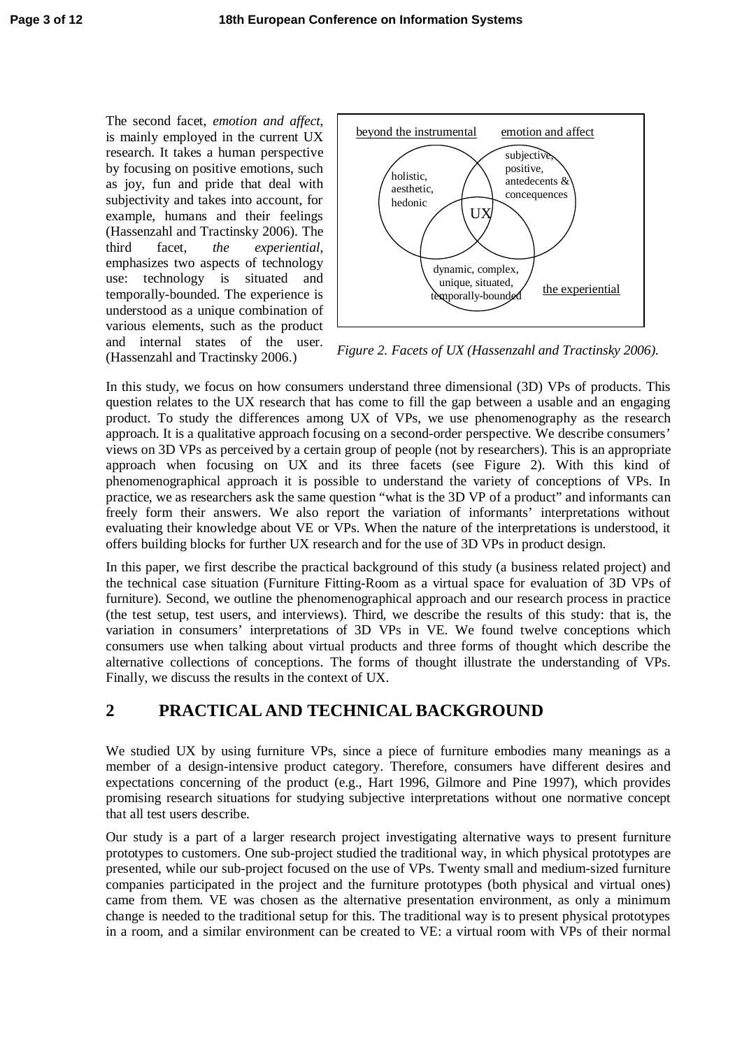The second facet, *emotion and affect*, is mainly employed in the current UX research. It takes a human perspective by focusing on positive emotions, such as joy, fun and pride that deal with subjectivity and takes into account, for example, humans and their feelings (Hassenzahl and Tractinsky 2006). The third facet, *the experiential*, emphasizes two aspects of technology use: technology is situated and temporally-bounded. The experience is understood as a unique combination of various elements, such as the product and internal states of the user. (Hassenzahl and Tractinsky 2006.)

beyond the instrumental — holistic, aesthetic, hedonic

emotion and affect — subjective, positive, antedecents & concequences

the experiential — dynamic, complex, unique, situated, temporally-bounded

UX

*Figure 2. Facets of UX (Hassenzahl and Tractinsky 2006).*

In this study, we focus on how consumers understand three dimensional (3D) VPs of products. This question relates to the UX research that has come to fill the gap between a usable and an engaging product. To study the differences among UX of VPs, we use phenomenography as the research approach. It is a qualitative approach focusing on a second-order perspective. We describe consumers' views on 3D VPs as perceived by a certain group of people (not by researchers). This is an appropriate approach when focusing on UX and its three facets (see Figure 2). With this kind of phenomenographical approach it is possible to understand the variety of conceptions of VPs. In practice, we as researchers ask the same question "what is the 3D VP of a product" and informants can freely form their answers. We also report the variation of informants' interpretations without evaluating their knowledge about VE or VPs. When the nature of the interpretations is understood, it offers building blocks for further UX research and for the use of 3D VPs in product design.

In this paper, we first describe the practical background of this study (a business related project) and the technical case situation (Furniture Fitting-Room as a virtual space for evaluation of 3D VPs of furniture). Second, we outline the phenomenographical approach and our research process in practice (the test setup, test users, and interviews). Third, we describe the results of this study: that is, the variation in consumers' interpretations of 3D VPs in VE. We found twelve conceptions which consumers use when talking about virtual products and three forms of thought which describe the alternative collections of conceptions. The forms of thought illustrate the understanding of VPs. Finally, we discuss the results in the context of UX.

## 2 PRACTICAL AND TECHNICAL BACKGROUND

We studied UX by using furniture VPs, since a piece of furniture embodies many meanings as a member of a design-intensive product category. Therefore, consumers have different desires and expectations concerning of the product (e.g., Hart 1996, Gilmore and Pine 1997), which provides promising research situations for studying subjective interpretations without one normative concept that all test users describe.

Our study is a part of a larger research project investigating alternative ways to present furniture prototypes to customers. One sub-project studied the traditional way, in which physical prototypes are presented, while our sub-project focused on the use of VPs. Twenty small and medium-sized furniture companies participated in the project and the furniture prototypes (both physical and virtual ones) came from them. VE was chosen as the alternative presentation environment, as only a minimum change is needed to the traditional setup for this. The traditional way is to present physical prototypes in a room, and a similar environment can be created to VE: a virtual room with VPs of their normal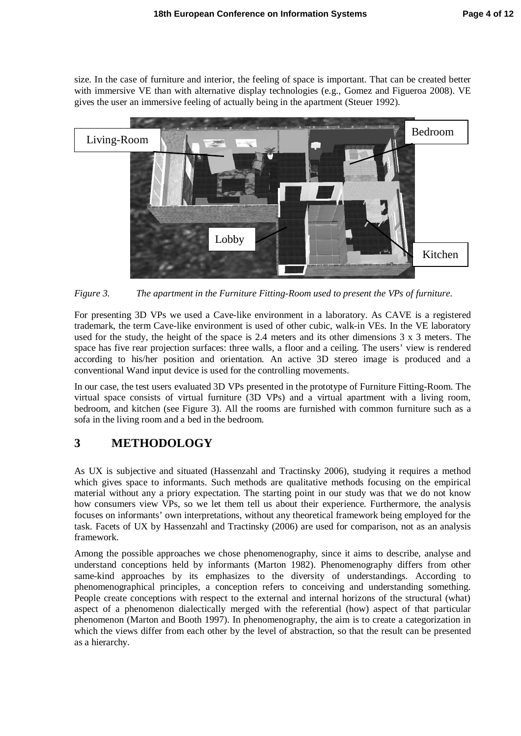size. In the case of furniture and interior, the feeling of space is important. That can be created better with immersive VE than with alternative display technologies (e.g., Gomez and Figueroa 2008). VE gives the user an immersive feeling of actually being in the apartment (Steuer 1992).

*Figure 3. The apartment in the Furniture Fitting-Room used to present the VPs of furniture.*

For presenting 3D VPs we used a Cave-like environment in a laboratory. As CAVE is a registered trademark, the term Cave-like environment is used of other cubic, walk-in VEs. In the VE laboratory used for the study, the height of the space is 2.4 meters and its other dimensions 3 x 3 meters. The space has five rear projection surfaces: three walls, a floor and a ceiling. The users' view is rendered according to his/her position and orientation. An active 3D stereo image is produced and a conventional Wand input device is used for the controlling movements.

In our case, the test users evaluated 3D VPs presented in the prototype of Furniture Fitting-Room. The virtual space consists of virtual furniture (3D VPs) and a virtual apartment with a living room, bedroom, and kitchen (see Figure 3). All the rooms are furnished with common furniture such as a sofa in the living room and a bed in the bedroom.

## 3 METHODOLOGY

As UX is subjective and situated (Hassenzahl and Tractinsky 2006), studying it requires a method which gives space to informants. Such methods are qualitative methods focusing on the empirical material without any a priory expectation. The starting point in our study was that we do not know how consumers view VPs, so we let them tell us about their experience. Furthermore, the analysis focuses on informants' own interpretations, without any theoretical framework being employed for the task. Facets of UX by Hassenzahl and Tractinsky (2006) are used for comparison, not as an analysis framework.

Among the possible approaches we chose phenomenography, since it aims to describe, analyse and understand conceptions held by informants (Marton 1982). Phenomenography differs from other same-kind approaches by its emphasizes to the diversity of understandings. According to phenomenographical principles, a conception refers to conceiving and understanding something. People create conceptions with respect to the external and internal horizons of the structural (what) aspect of a phenomenon dialectically merged with the referential (how) aspect of that particular phenomenon (Marton and Booth 1997). In phenomenography, the aim is to create a categorization in which the views differ from each other by the level of abstraction, so that the result can be presented as a hierarchy.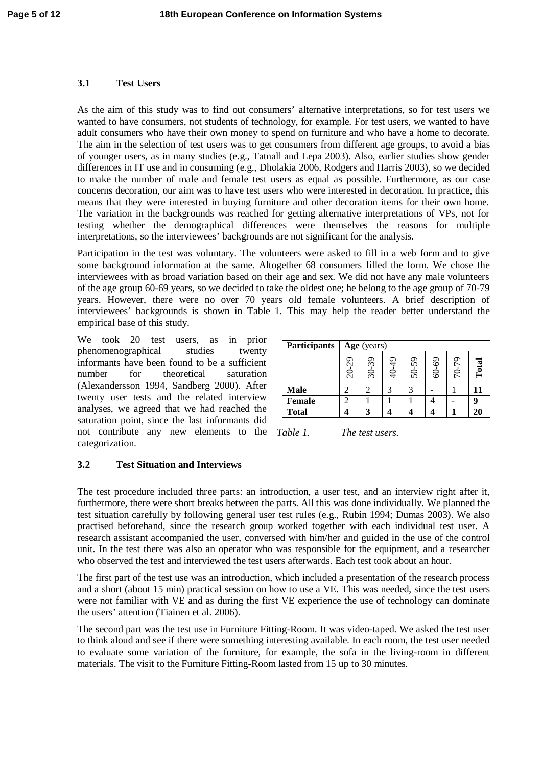### 3.1 Test Users

As the aim of this study was to find out consumers' alternative interpretations, so for test users we wanted to have consumers, not students of technology, for example. For test users, we wanted to have adult consumers who have their own money to spend on furniture and who have a home to decorate. The aim in the selection of test users was to get consumers from different age groups, to avoid a bias of younger users, as in many studies (e.g., Tatnall and Lepa 2003). Also, earlier studies show gender differences in IT use and in consuming (e.g., Dholakia 2006, Rodgers and Harris 2003), so we decided to make the number of male and female test users as equal as possible. Furthermore, as our case concerns decoration, our aim was to have test users who were interested in decoration. In practice, this means that they were interested in buying furniture and other decoration items for their own home. The variation in the backgrounds was reached for getting alternative interpretations of VPs, not for testing whether the demographical differences were themselves the reasons for multiple interpretations, so the interviewees' backgrounds are not significant for the analysis.

Participation in the test was voluntary. The volunteers were asked to fill in a web form and to give some background information at the same. Altogether 68 consumers filled the form. We chose the interviewees with as broad variation based on their age and sex. We did not have any male volunteers of the age group 60-69 years, so we decided to take the oldest one; he belong to the age group of 70-79 years. However, there were no over 70 years old female volunteers. A brief description of interviewees' backgrounds is shown in Table 1. This may help the reader better understand the empirical base of this study.

We took 20 test users, as in prior phenomenographical studies twenty informants have been found to be a sufficient number for theoretical saturation (Alexandersson 1994, Sandberg 2000). After twenty user tests and the related interview analyses, we agreed that we had reached the saturation point, since the last informants did not contribute any new elements to the categorization.

| **Participants** | **Age** (years) | | | | | | |
|---|---|---|---|---|---|---|---|
| | 20-29 | 30-39 | 40-49 | 50-59 | 60-69 | 70-79 | **Total** |
| **Male** | 2 | 2 | 3 | 3 | - | 1 | **11** |
| **Female** | 2 | 1 | 1 | 1 | 4 | - | **9** |
| **Total** | **4** | **3** | **4** | **4** | **4** | **1** | **20** |

*Table 1. The test users.*

### 3.2 Test Situation and Interviews

The test procedure included three parts: an introduction, a user test, and an interview right after it, furthermore, there were short breaks between the parts. All this was done individually. We planned the test situation carefully by following general user test rules (e.g., Rubin 1994; Dumas 2003). We also practised beforehand, since the research group worked together with each individual test user. A research assistant accompanied the user, conversed with him/her and guided in the use of the control unit. In the test there was also an operator who was responsible for the equipment, and a researcher who observed the test and interviewed the test users afterwards. Each test took about an hour.

The first part of the test use was an introduction, which included a presentation of the research process and a short (about 15 min) practical session on how to use a VE. This was needed, since the test users were not familiar with VE and as during the first VE experience the use of technology can dominate the users' attention (Tiainen et al. 2006).

The second part was the test use in Furniture Fitting-Room. It was video-taped. We asked the test user to think aloud and see if there were something interesting available. In each room, the test user needed to evaluate some variation of the furniture, for example, the sofa in the living-room in different materials. The visit to the Furniture Fitting-Room lasted from 15 up to 30 minutes.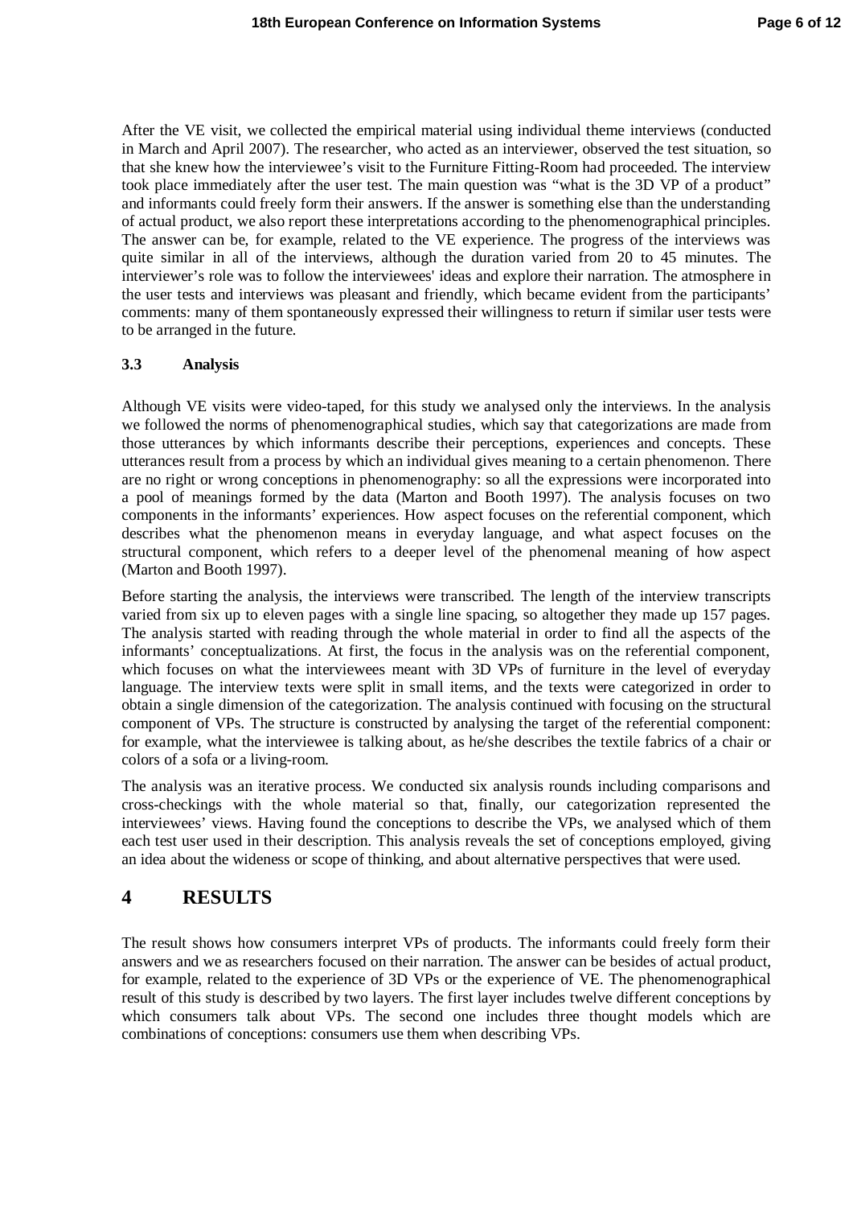After the VE visit, we collected the empirical material using individual theme interviews (conducted in March and April 2007). The researcher, who acted as an interviewer, observed the test situation, so that she knew how the interviewee's visit to the Furniture Fitting-Room had proceeded. The interview took place immediately after the user test. The main question was "what is the 3D VP of a product" and informants could freely form their answers. If the answer is something else than the understanding of actual product, we also report these interpretations according to the phenomenographical principles. The answer can be, for example, related to the VE experience. The progress of the interviews was quite similar in all of the interviews, although the duration varied from 20 to 45 minutes. The interviewer's role was to follow the interviewees' ideas and explore their narration. The atmosphere in the user tests and interviews was pleasant and friendly, which became evident from the participants' comments: many of them spontaneously expressed their willingness to return if similar user tests were to be arranged in the future.

### 3.3 Analysis

Although VE visits were video-taped, for this study we analysed only the interviews. In the analysis we followed the norms of phenomenographical studies, which say that categorizations are made from those utterances by which informants describe their perceptions, experiences and concepts. These utterances result from a process by which an individual gives meaning to a certain phenomenon. There are no right or wrong conceptions in phenomenography: so all the expressions were incorporated into a pool of meanings formed by the data (Marton and Booth 1997). The analysis focuses on two components in the informants' experiences. How aspect focuses on the referential component, which describes what the phenomenon means in everyday language, and what aspect focuses on the structural component, which refers to a deeper level of the phenomenal meaning of how aspect (Marton and Booth 1997).

Before starting the analysis, the interviews were transcribed. The length of the interview transcripts varied from six up to eleven pages with a single line spacing, so altogether they made up 157 pages. The analysis started with reading through the whole material in order to find all the aspects of the informants' conceptualizations. At first, the focus in the analysis was on the referential component, which focuses on what the interviewees meant with 3D VPs of furniture in the level of everyday language. The interview texts were split in small items, and the texts were categorized in order to obtain a single dimension of the categorization. The analysis continued with focusing on the structural component of VPs. The structure is constructed by analysing the target of the referential component: for example, what the interviewee is talking about, as he/she describes the textile fabrics of a chair or colors of a sofa or a living-room.

The analysis was an iterative process. We conducted six analysis rounds including comparisons and cross-checkings with the whole material so that, finally, our categorization represented the interviewees' views. Having found the conceptions to describe the VPs, we analysed which of them each test user used in their description. This analysis reveals the set of conceptions employed, giving an idea about the wideness or scope of thinking, and about alternative perspectives that were used.

## 4 RESULTS

The result shows how consumers interpret VPs of products. The informants could freely form their answers and we as researchers focused on their narration. The answer can be besides of actual product, for example, related to the experience of 3D VPs or the experience of VE. The phenomenographical result of this study is described by two layers. The first layer includes twelve different conceptions by which consumers talk about VPs. The second one includes three thought models which are combinations of conceptions: consumers use them when describing VPs.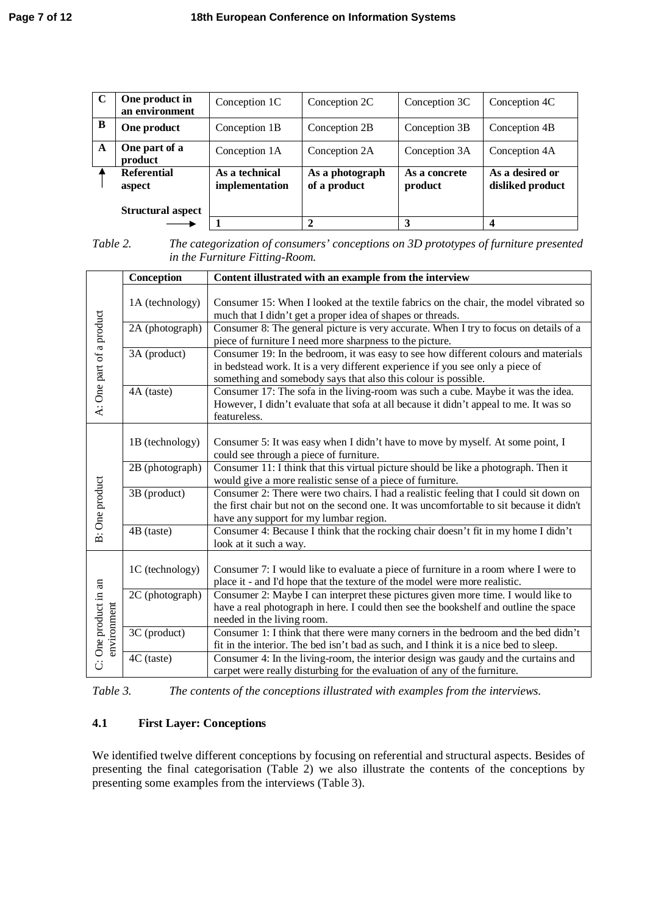| | | | | | |
|---|---|---|---|---|---|
| **C** | **One product in an environment** | Conception 1C | Conception 2C | Conception 3C | Conception 4C |
| **B** | **One product** | Conception 1B | Conception 2B | Conception 3B | Conception 4B |
| **A** | **One part of a product** | Conception 1A | Conception 2A | Conception 3A | Conception 4A |
| ↑ | **Referential aspect** / **Structural aspect** → | **As a technical implementation** | **As a photograph of a product** | **As a concrete product** | **As a desired or disliked product** |
| | | **1** | **2** | **3** | **4** |

*Table 2. The categorization of consumers' conceptions on 3D prototypes of furniture presented in the Furniture Fitting-Room.*

| | Conception | Content illustrated with an example from the interview |
|---|---|---|
| A: One part of a product | 1A (technology) | Consumer 15: When I looked at the textile fabrics on the chair, the model vibrated so much that I didn't get a proper idea of shapes or threads. |
| | 2A (photograph) | Consumer 8: The general picture is very accurate. When I try to focus on details of a piece of furniture I need more sharpness to the picture. |
| | 3A (product) | Consumer 19: In the bedroom, it was easy to see how different colours and materials in bedstead work. It is a very different experience if you see only a piece of something and somebody says that also this colour is possible. |
| | 4A (taste) | Consumer 17: The sofa in the living-room was such a cube. Maybe it was the idea. However, I didn't evaluate that sofa at all because it didn't appeal to me. It was so featureless. |
| B: One product | 1B (technology) | Consumer 5: It was easy when I didn't have to move by myself. At some point, I could see through a piece of furniture. |
| | 2B (photograph) | Consumer 11: I think that this virtual picture should be like a photograph. Then it would give a more realistic sense of a piece of furniture. |
| | 3B (product) | Consumer 2: There were two chairs. I had a realistic feeling that I could sit down on the first chair but not on the second one. It was uncomfortable to sit because it didn't have any support for my lumbar region. |
| | 4B (taste) | Consumer 4: Because I think that the rocking chair doesn't fit in my home I didn't look at it such a way. |
| C: One product in an environment | 1C (technology) | Consumer 7: I would like to evaluate a piece of furniture in a room where I were to place it - and I'd hope that the texture of the model were more realistic. |
| | 2C (photograph) | Consumer 2: Maybe I can interpret these pictures given more time. I would like to have a real photograph in here. I could then see the bookshelf and outline the space needed in the living room. |
| | 3C (product) | Consumer 1: I think that there were many corners in the bedroom and the bed didn't fit in the interior. The bed isn't bad as such, and I think it is a nice bed to sleep. |
| | 4C (taste) | Consumer 4: In the living-room, the interior design was gaudy and the curtains and carpet were really disturbing for the evaluation of any of the furniture. |

*Table 3. The contents of the conceptions illustrated with examples from the interviews.*

### 4.1 First Layer: Conceptions

We identified twelve different conceptions by focusing on referential and structural aspects. Besides of presenting the final categorisation (Table 2) we also illustrate the contents of the conceptions by presenting some examples from the interviews (Table 3).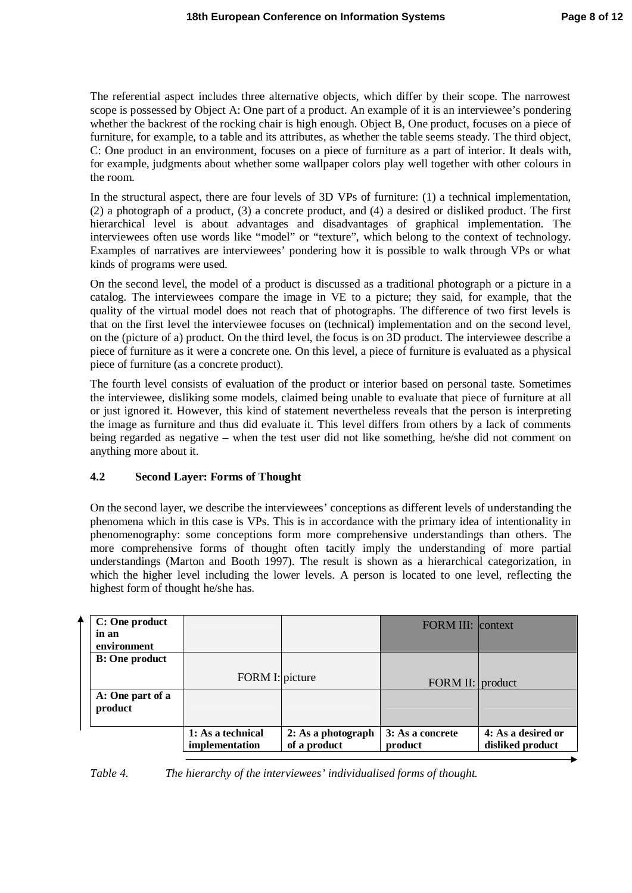The referential aspect includes three alternative objects, which differ by their scope. The narrowest scope is possessed by Object A: One part of a product. An example of it is an interviewee's pondering whether the backrest of the rocking chair is high enough. Object B, One product, focuses on a piece of furniture, for example, to a table and its attributes, as whether the table seems steady. The third object, C: One product in an environment, focuses on a piece of furniture as a part of interior. It deals with, for example, judgments about whether some wallpaper colors play well together with other colours in the room.

In the structural aspect, there are four levels of 3D VPs of furniture: (1) a technical implementation, (2) a photograph of a product, (3) a concrete product, and (4) a desired or disliked product. The first hierarchical level is about advantages and disadvantages of graphical implementation. The interviewees often use words like "model" or "texture", which belong to the context of technology. Examples of narratives are interviewees' pondering how it is possible to walk through VPs or what kinds of programs were used.

On the second level, the model of a product is discussed as a traditional photograph or a picture in a catalog. The interviewees compare the image in VE to a picture; they said, for example, that the quality of the virtual model does not reach that of photographs. The difference of two first levels is that on the first level the interviewee focuses on (technical) implementation and on the second level, on the (picture of a) product. On the third level, the focus is on 3D product. The interviewee describe a piece of furniture as it were a concrete one. On this level, a piece of furniture is evaluated as a physical piece of furniture (as a concrete product).

The fourth level consists of evaluation of the product or interior based on personal taste. Sometimes the interviewee, disliking some models, claimed being unable to evaluate that piece of furniture at all or just ignored it. However, this kind of statement nevertheless reveals that the person is interpreting the image as furniture and thus did evaluate it. This level differs from others by a lack of comments being regarded as negative – when the test user did not like something, he/she did not comment on anything more about it.

### 4.2 Second Layer: Forms of Thought

On the second layer, we describe the interviewees' conceptions as different levels of understanding the phenomena which in this case is VPs. This is in accordance with the primary idea of intentionality in phenomenography: some conceptions form more comprehensive understandings than others. The more comprehensive forms of thought often tacitly imply the understanding of more partial understandings (Marton and Booth 1997). The result is shown as a hierarchical categorization, in which the higher level including the lower levels. A person is located to one level, reflecting the highest form of thought he/she has.

| | | | | |
|---|---|---|---|---|
| **C: One product in an environment** | | | FORM III: | context |
| **B: One product** | FORM I: | picture | FORM II: | product |
| **A: One part of a product** | | | | |
| | **1: As a technical implementation** | **2: As a photograph of a product** | **3: As a concrete product** | **4: As a desired or disliked product** |

*Table 4. The hierarchy of the interviewees' individualised forms of thought.*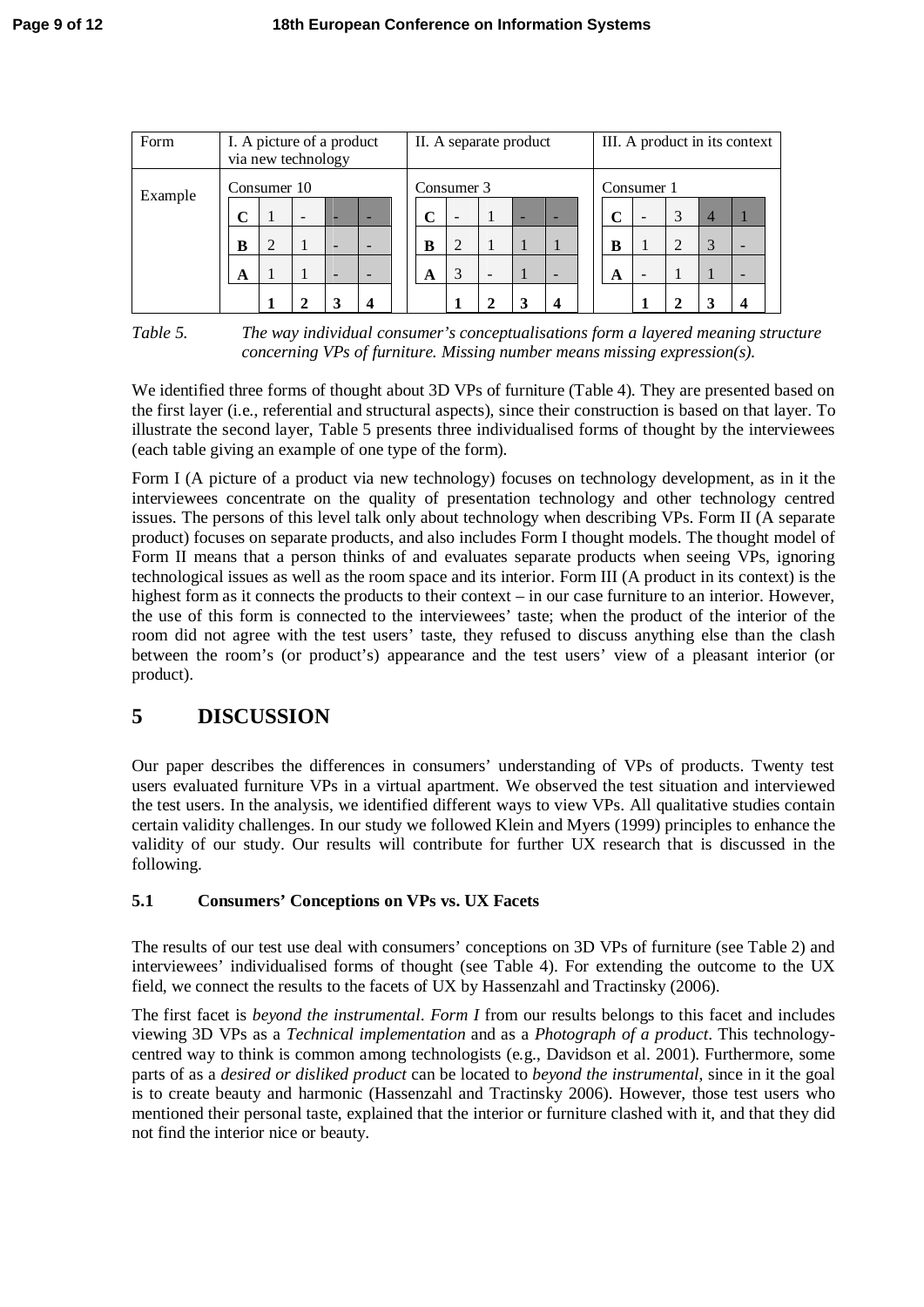| Form | I. A picture of a product via new technology | | | | | II. A separate product | | | | | III. A product in its context | | | | |
|---|---|---|---|---|---|---|---|---|---|---|---|---|---|---|---|
| Example | Consumer 10 | | | | | Consumer 3 | | | | | Consumer 1 | | | | |
| | C | 1 | - | - | - | C | - | 1 | - | - | C | - | 3 | 4 | 1 |
| | B | 2 | 1 | - | - | B | 2 | 1 | 1 | 1 | B | 1 | 2 | 3 | - |
| | A | 1 | 1 | - | - | A | 3 | - | 1 | - | A | - | 1 | 1 | - |
| | | 1 | 2 | 3 | 4 | | 1 | 2 | 3 | 4 | | 1 | 2 | 3 | 4 |

*Table 5. The way individual consumer's conceptualisations form a layered meaning structure concerning VPs of furniture. Missing number means missing expression(s).*

We identified three forms of thought about 3D VPs of furniture (Table 4). They are presented based on the first layer (i.e., referential and structural aspects), since their construction is based on that layer. To illustrate the second layer, Table 5 presents three individualised forms of thought by the interviewees (each table giving an example of one type of the form).

Form I (A picture of a product via new technology) focuses on technology development, as in it the interviewees concentrate on the quality of presentation technology and other technology centred issues. The persons of this level talk only about technology when describing VPs. Form II (A separate product) focuses on separate products, and also includes Form I thought models. The thought model of Form II means that a person thinks of and evaluates separate products when seeing VPs, ignoring technological issues as well as the room space and its interior. Form III (A product in its context) is the highest form as it connects the products to their context – in our case furniture to an interior. However, the use of this form is connected to the interviewees' taste; when the product of the interior of the room did not agree with the test users' taste, they refused to discuss anything else than the clash between the room's (or product's) appearance and the test users' view of a pleasant interior (or product).

# 5 DISCUSSION

Our paper describes the differences in consumers' understanding of VPs of products. Twenty test users evaluated furniture VPs in a virtual apartment. We observed the test situation and interviewed the test users. In the analysis, we identified different ways to view VPs. All qualitative studies contain certain validity challenges. In our study we followed Klein and Myers (1999) principles to enhance the validity of our study. Our results will contribute for further UX research that is discussed in the following.

## 5.1 Consumers' Conceptions on VPs vs. UX Facets

The results of our test use deal with consumers' conceptions on 3D VPs of furniture (see Table 2) and interviewees' individualised forms of thought (see Table 4). For extending the outcome to the UX field, we connect the results to the facets of UX by Hassenzahl and Tractinsky (2006).

The first facet is *beyond the instrumental*. *Form I* from our results belongs to this facet and includes viewing 3D VPs as a *Technical implementation* and as a *Photograph of a product*. This technology-centred way to think is common among technologists (e.g., Davidson et al. 2001). Furthermore, some parts of as a *desired or disliked product* can be located to *beyond the instrumental*, since in it the goal is to create beauty and harmonic (Hassenzahl and Tractinsky 2006). However, those test users who mentioned their personal taste, explained that the interior or furniture clashed with it, and that they did not find the interior nice or beauty.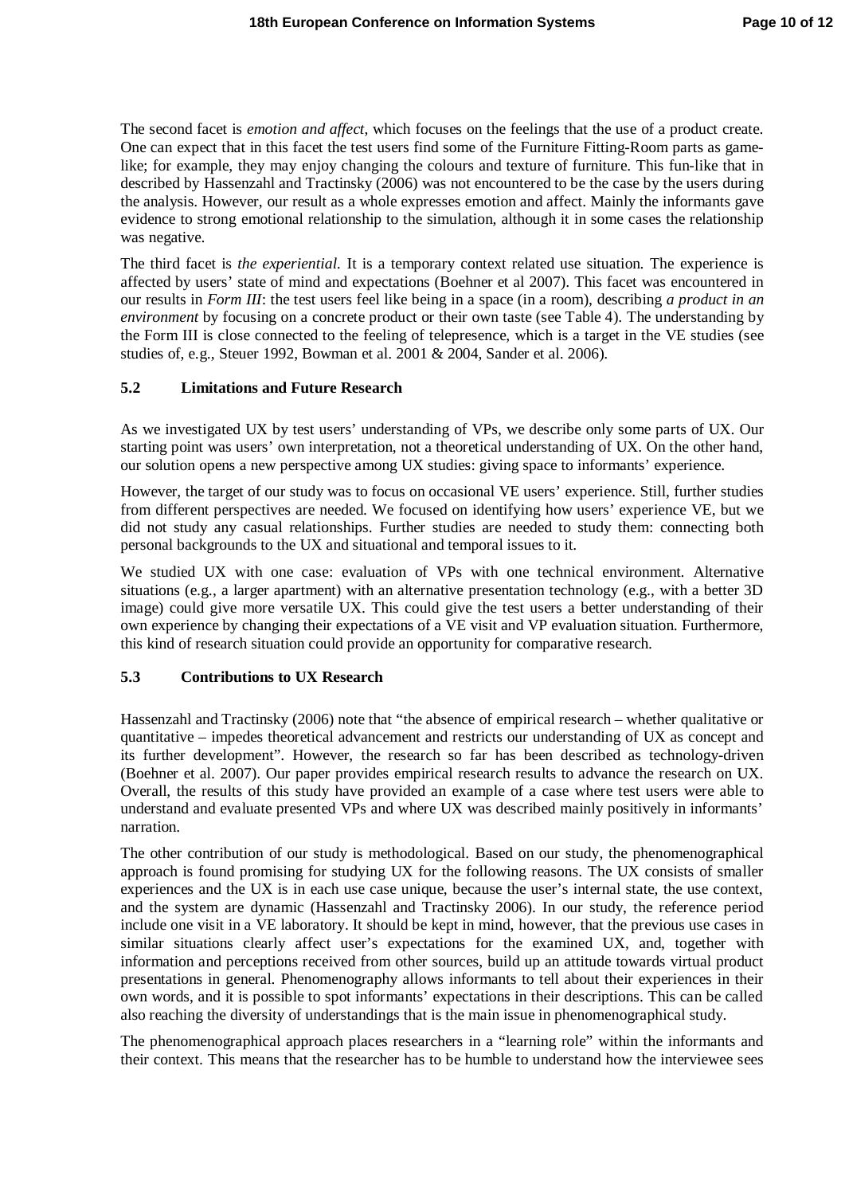The second facet is *emotion and affect*, which focuses on the feelings that the use of a product create. One can expect that in this facet the test users find some of the Furniture Fitting-Room parts as game-like; for example, they may enjoy changing the colours and texture of furniture. This fun-like that in described by Hassenzahl and Tractinsky (2006) was not encountered to be the case by the users during the analysis. However, our result as a whole expresses emotion and affect. Mainly the informants gave evidence to strong emotional relationship to the simulation, although it in some cases the relationship was negative.

The third facet is *the experiential.* It is a temporary context related use situation. The experience is affected by users' state of mind and expectations (Boehner et al 2007). This facet was encountered in our results in *Form III*: the test users feel like being in a space (in a room), describing *a product in an environment* by focusing on a concrete product or their own taste (see Table 4). The understanding by the Form III is close connected to the feeling of telepresence, which is a target in the VE studies (see studies of, e.g., Steuer 1992, Bowman et al. 2001 & 2004, Sander et al. 2006).

### 5.2 Limitations and Future Research

As we investigated UX by test users' understanding of VPs, we describe only some parts of UX. Our starting point was users' own interpretation, not a theoretical understanding of UX. On the other hand, our solution opens a new perspective among UX studies: giving space to informants' experience.

However, the target of our study was to focus on occasional VE users' experience. Still, further studies from different perspectives are needed. We focused on identifying how users' experience VE, but we did not study any casual relationships. Further studies are needed to study them: connecting both personal backgrounds to the UX and situational and temporal issues to it.

We studied UX with one case: evaluation of VPs with one technical environment. Alternative situations (e.g., a larger apartment) with an alternative presentation technology (e.g., with a better 3D image) could give more versatile UX. This could give the test users a better understanding of their own experience by changing their expectations of a VE visit and VP evaluation situation. Furthermore, this kind of research situation could provide an opportunity for comparative research.

### 5.3 Contributions to UX Research

Hassenzahl and Tractinsky (2006) note that "the absence of empirical research – whether qualitative or quantitative – impedes theoretical advancement and restricts our understanding of UX as concept and its further development". However, the research so far has been described as technology-driven (Boehner et al. 2007). Our paper provides empirical research results to advance the research on UX. Overall, the results of this study have provided an example of a case where test users were able to understand and evaluate presented VPs and where UX was described mainly positively in informants' narration.

The other contribution of our study is methodological. Based on our study, the phenomenographical approach is found promising for studying UX for the following reasons. The UX consists of smaller experiences and the UX is in each use case unique, because the user's internal state, the use context, and the system are dynamic (Hassenzahl and Tractinsky 2006). In our study, the reference period include one visit in a VE laboratory. It should be kept in mind, however, that the previous use cases in similar situations clearly affect user's expectations for the examined UX, and, together with information and perceptions received from other sources, build up an attitude towards virtual product presentations in general. Phenomenography allows informants to tell about their experiences in their own words, and it is possible to spot informants' expectations in their descriptions. This can be called also reaching the diversity of understandings that is the main issue in phenomenographical study.

The phenomenographical approach places researchers in a "learning role" within the informants and their context. This means that the researcher has to be humble to understand how the interviewee sees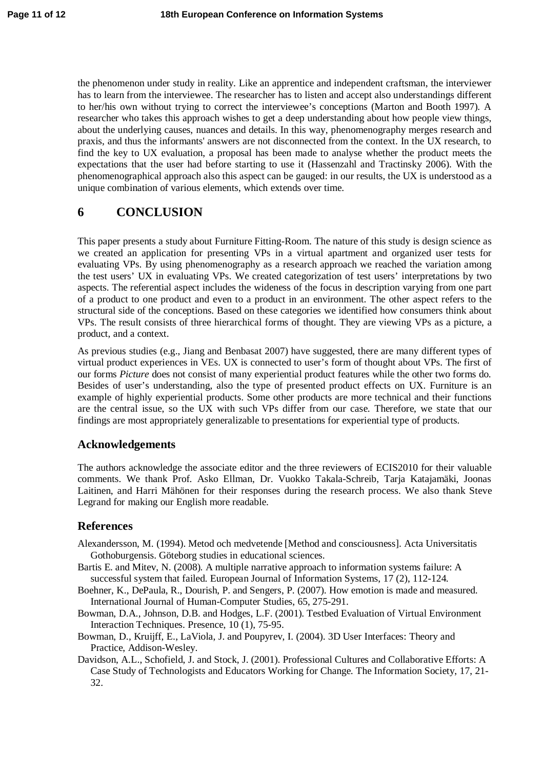the phenomenon under study in reality. Like an apprentice and independent craftsman, the interviewer has to learn from the interviewee. The researcher has to listen and accept also understandings different to her/his own without trying to correct the interviewee's conceptions (Marton and Booth 1997). A researcher who takes this approach wishes to get a deep understanding about how people view things, about the underlying causes, nuances and details. In this way, phenomenography merges research and praxis, and thus the informants' answers are not disconnected from the context. In the UX research, to find the key to UX evaluation, a proposal has been made to analyse whether the product meets the expectations that the user had before starting to use it (Hassenzahl and Tractinsky 2006). With the phenomenographical approach also this aspect can be gauged: in our results, the UX is understood as a unique combination of various elements, which extends over time.

# 6 CONCLUSION

This paper presents a study about Furniture Fitting-Room. The nature of this study is design science as we created an application for presenting VPs in a virtual apartment and organized user tests for evaluating VPs. By using phenomenography as a research approach we reached the variation among the test users' UX in evaluating VPs. We created categorization of test users' interpretations by two aspects. The referential aspect includes the wideness of the focus in description varying from one part of a product to one product and even to a product in an environment. The other aspect refers to the structural side of the conceptions. Based on these categories we identified how consumers think about VPs. The result consists of three hierarchical forms of thought. They are viewing VPs as a picture, a product, and a context.

As previous studies (e.g., Jiang and Benbasat 2007) have suggested, there are many different types of virtual product experiences in VEs. UX is connected to user's form of thought about VPs. The first of our forms *Picture* does not consist of many experiential product features while the other two forms do. Besides of user's understanding, also the type of presented product effects on UX. Furniture is an example of highly experiential products. Some other products are more technical and their functions are the central issue, so the UX with such VPs differ from our case. Therefore, we state that our findings are most appropriately generalizable to presentations for experiential type of products.

## Acknowledgements

The authors acknowledge the associate editor and the three reviewers of ECIS2010 for their valuable comments. We thank Prof. Asko Ellman, Dr. Vuokko Takala-Schreib, Tarja Katajamäki, Joonas Laitinen, and Harri Mähönen for their responses during the research process. We also thank Steve Legrand for making our English more readable.

## References

Alexandersson, M. (1994). Metod och medvetende [Method and consciousness]. Acta Universitatis Gothoburgensis. Göteborg studies in educational sciences.

Bartis E. and Mitev, N. (2008). A multiple narrative approach to information systems failure: A successful system that failed. European Journal of Information Systems, 17 (2), 112-124.

Boehner, K., DePaula, R., Dourish, P. and Sengers, P. (2007). How emotion is made and measured. International Journal of Human-Computer Studies, 65, 275-291.

Bowman, D.A., Johnson, D.B. and Hodges, L.F. (2001). Testbed Evaluation of Virtual Environment Interaction Techniques. Presence, 10 (1), 75-95.

Bowman, D., Kruijff, E., LaViola, J. and Poupyrev, I. (2004). 3D User Interfaces: Theory and Practice, Addison-Wesley.

Davidson, A.L., Schofield, J. and Stock, J. (2001). Professional Cultures and Collaborative Efforts: A Case Study of Technologists and Educators Working for Change. The Information Society, 17, 21-32.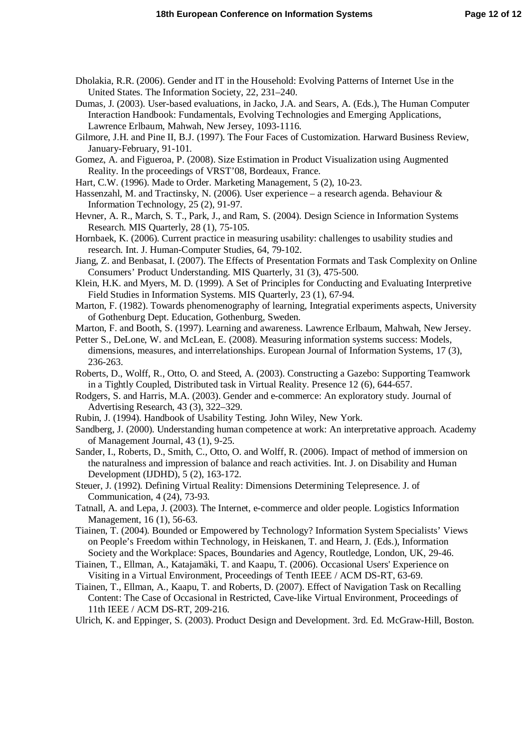Dholakia, R.R. (2006). Gender and IT in the Household: Evolving Patterns of Internet Use in the United States. The Information Society, 22, 231–240.

Dumas, J. (2003). User-based evaluations, in Jacko, J.A. and Sears, A. (Eds.), The Human Computer Interaction Handbook: Fundamentals, Evolving Technologies and Emerging Applications, Lawrence Erlbaum, Mahwah, New Jersey, 1093-1116.

Gilmore, J.H. and Pine II, B.J. (1997). The Four Faces of Customization. Harward Business Review, January-February, 91-101.

Gomez, A. and Figueroa, P. (2008). Size Estimation in Product Visualization using Augmented Reality. In the proceedings of VRST'08, Bordeaux, France.

Hart, C.W. (1996). Made to Order. Marketing Management, 5 (2), 10-23.

Hassenzahl, M. and Tractinsky, N. (2006). User experience – a research agenda. Behaviour & Information Technology, 25 (2), 91-97.

Hevner, A. R., March, S. T., Park, J., and Ram, S. (2004). Design Science in Information Systems Research. MIS Quarterly, 28 (1), 75-105.

Hornbaek, K. (2006). Current practice in measuring usability: challenges to usability studies and research. Int. J. Human-Computer Studies, 64, 79-102.

Jiang, Z. and Benbasat, I. (2007). The Effects of Presentation Formats and Task Complexity on Online Consumers' Product Understanding. MIS Quarterly, 31 (3), 475-500.

Klein, H.K. and Myers, M. D. (1999). A Set of Principles for Conducting and Evaluating Interpretive Field Studies in Information Systems. MIS Quarterly, 23 (1), 67-94.

Marton, F. (1982). Towards phenomenography of learning, Integratial experiments aspects, University of Gothenburg Dept. Education, Gothenburg, Sweden.

Marton, F. and Booth, S. (1997). Learning and awareness. Lawrence Erlbaum, Mahwah, New Jersey.

Petter S., DeLone, W. and McLean, E. (2008). Measuring information systems success: Models, dimensions, measures, and interrelationships. European Journal of Information Systems, 17 (3), 236-263.

Roberts, D., Wolff, R., Otto, O. and Steed, A. (2003). Constructing a Gazebo: Supporting Teamwork in a Tightly Coupled, Distributed task in Virtual Reality. Presence 12 (6), 644-657.

Rodgers, S. and Harris, M.A. (2003). Gender and e-commerce: An exploratory study. Journal of Advertising Research, 43 (3), 322–329.

Rubin, J. (1994). Handbook of Usability Testing. John Wiley, New York.

Sandberg, J. (2000). Understanding human competence at work: An interpretative approach. Academy of Management Journal, 43 (1), 9-25.

Sander, I., Roberts, D., Smith, C., Otto, O. and Wolff, R. (2006). Impact of method of immersion on the naturalness and impression of balance and reach activities. Int. J. on Disability and Human Development (IJDHD), 5 (2), 163-172.

Steuer, J. (1992). Defining Virtual Reality: Dimensions Determining Telepresence. J. of Communication, 4 (24), 73-93.

Tatnall, A. and Lepa, J. (2003). The Internet, e-commerce and older people. Logistics Information Management, 16 (1), 56-63.

Tiainen, T. (2004). Bounded or Empowered by Technology? Information System Specialists' Views on People's Freedom within Technology, in Heiskanen, T. and Hearn, J. (Eds.), Information Society and the Workplace: Spaces, Boundaries and Agency, Routledge, London, UK, 29-46.

Tiainen, T., Ellman, A., Katajamäki, T. and Kaapu, T. (2006). Occasional Users' Experience on Visiting in a Virtual Environment, Proceedings of Tenth IEEE / ACM DS-RT, 63-69.

Tiainen, T., Ellman, A., Kaapu, T. and Roberts, D. (2007). Effect of Navigation Task on Recalling Content: The Case of Occasional in Restricted, Cave-like Virtual Environment, Proceedings of 11th IEEE / ACM DS-RT, 209-216.

Ulrich, K. and Eppinger, S. (2003). Product Design and Development. 3rd. Ed. McGraw-Hill, Boston.